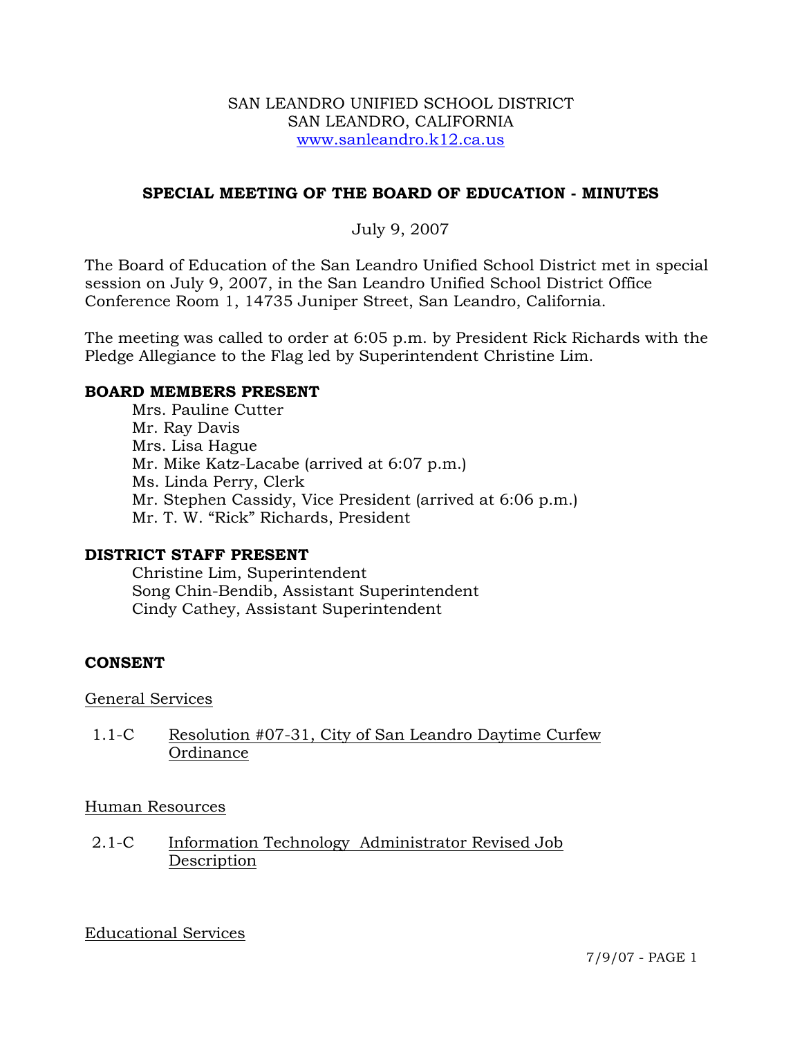SAN LEANDRO UNIFIED SCHOOL DISTRICT
SAN LEANDRO, CALIFORNIA
www.sanleandro.k12.ca.us

## SPECIAL MEETING OF THE BOARD OF EDUCATION - MINUTES

July 9, 2007

The Board of Education of the San Leandro Unified School District met in special session on July 9, 2007, in the San Leandro Unified School District Office Conference Room 1, 14735 Juniper Street, San Leandro, California.

The meeting was called to order at 6:05 p.m. by President Rick Richards with the Pledge Allegiance to the Flag led by Superintendent Christine Lim.

### BOARD MEMBERS PRESENT

Mrs. Pauline Cutter
Mr. Ray Davis
Mrs. Lisa Hague
Mr. Mike Katz-Lacabe (arrived at 6:07 p.m.)
Ms. Linda Perry, Clerk
Mr. Stephen Cassidy, Vice President (arrived at 6:06 p.m.)
Mr. T. W. "Rick" Richards, President

### DISTRICT STAFF PRESENT

Christine Lim, Superintendent
Song Chin-Bendib, Assistant Superintendent
Cindy Cathey, Assistant Superintendent

### CONSENT

General Services

1.1-C Resolution #07-31, City of San Leandro Daytime Curfew Ordinance

Human Resources

2.1-C Information Technology Administrator Revised Job Description

Educational Services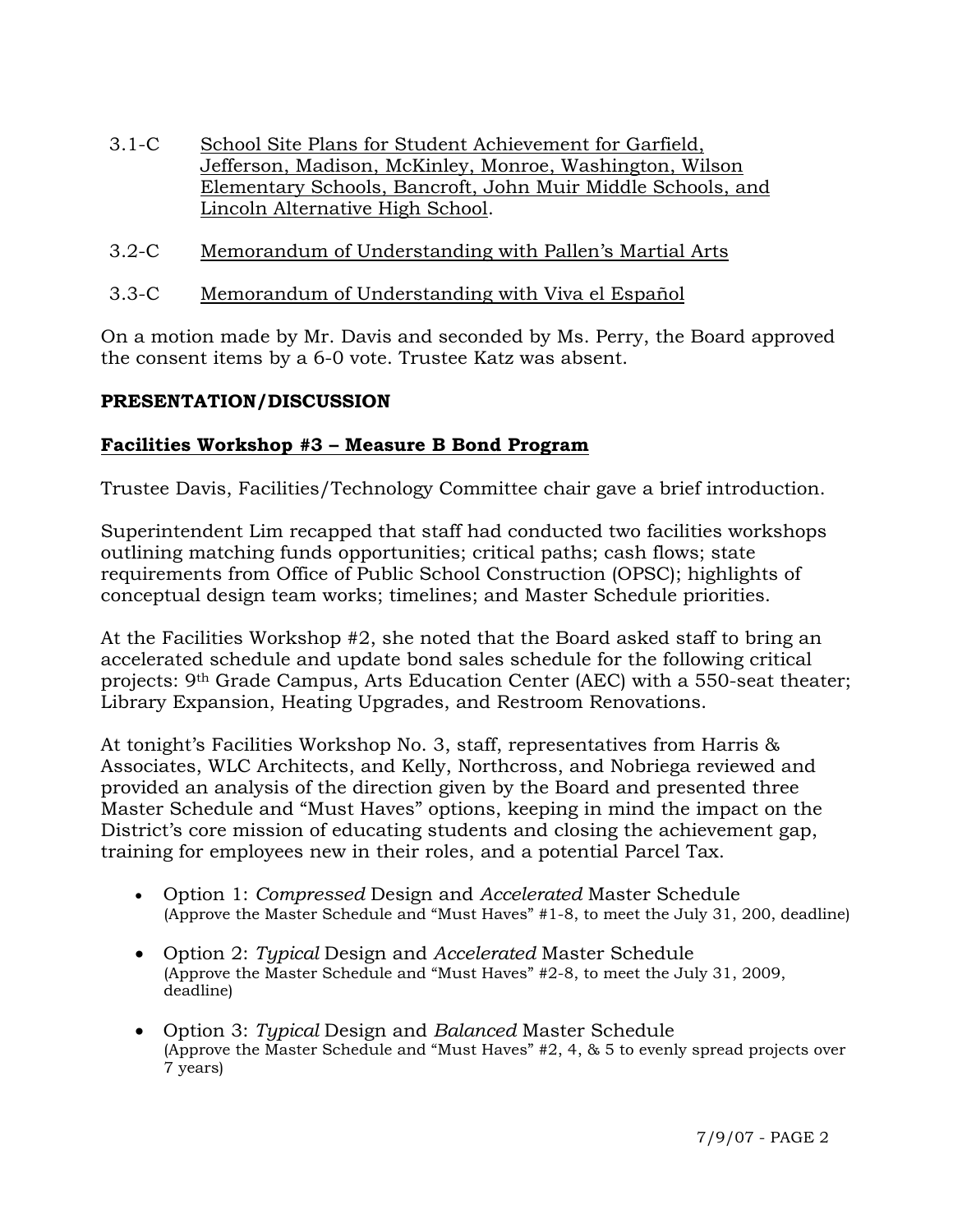3.1-C <u>School Site Plans for Student Achievement for Garfield, Jefferson, Madison, McKinley, Monroe, Washington, Wilson Elementary Schools, Bancroft, John Muir Middle Schools, and Lincoln Alternative High School</u>.

3.2-C <u>Memorandum of Understanding with Pallen's Martial Arts</u>

3.3-C <u>Memorandum of Understanding with Viva el Español</u>

On a motion made by Mr. Davis and seconded by Ms. Perry, the Board approved the consent items by a 6-0 vote. Trustee Katz was absent.

**PRESENTATION/DISCUSSION**

**<u>Facilities Workshop #3 – Measure B Bond Program</u>**

Trustee Davis, Facilities/Technology Committee chair gave a brief introduction.

Superintendent Lim recapped that staff had conducted two facilities workshops outlining matching funds opportunities; critical paths; cash flows; state requirements from Office of Public School Construction (OPSC); highlights of conceptual design team works; timelines; and Master Schedule priorities.

At the Facilities Workshop #2, she noted that the Board asked staff to bring an accelerated schedule and update bond sales schedule for the following critical projects: 9th Grade Campus, Arts Education Center (AEC) with a 550-seat theater; Library Expansion, Heating Upgrades, and Restroom Renovations.

At tonight's Facilities Workshop No. 3, staff, representatives from Harris & Associates, WLC Architects, and Kelly, Northcross, and Nobriega reviewed and provided an analysis of the direction given by the Board and presented three Master Schedule and "Must Haves" options, keeping in mind the impact on the District's core mission of educating students and closing the achievement gap, training for employees new in their roles, and a potential Parcel Tax.

- Option 1: *Compressed* Design and *Accelerated* Master Schedule (Approve the Master Schedule and "Must Haves" #1-8, to meet the July 31, 200, deadline)
- Option 2: *Typical* Design and *Accelerated* Master Schedule (Approve the Master Schedule and "Must Haves" #2-8, to meet the July 31, 2009, deadline)
- Option 3: *Typical* Design and *Balanced* Master Schedule (Approve the Master Schedule and "Must Haves" #2, 4, & 5 to evenly spread projects over 7 years)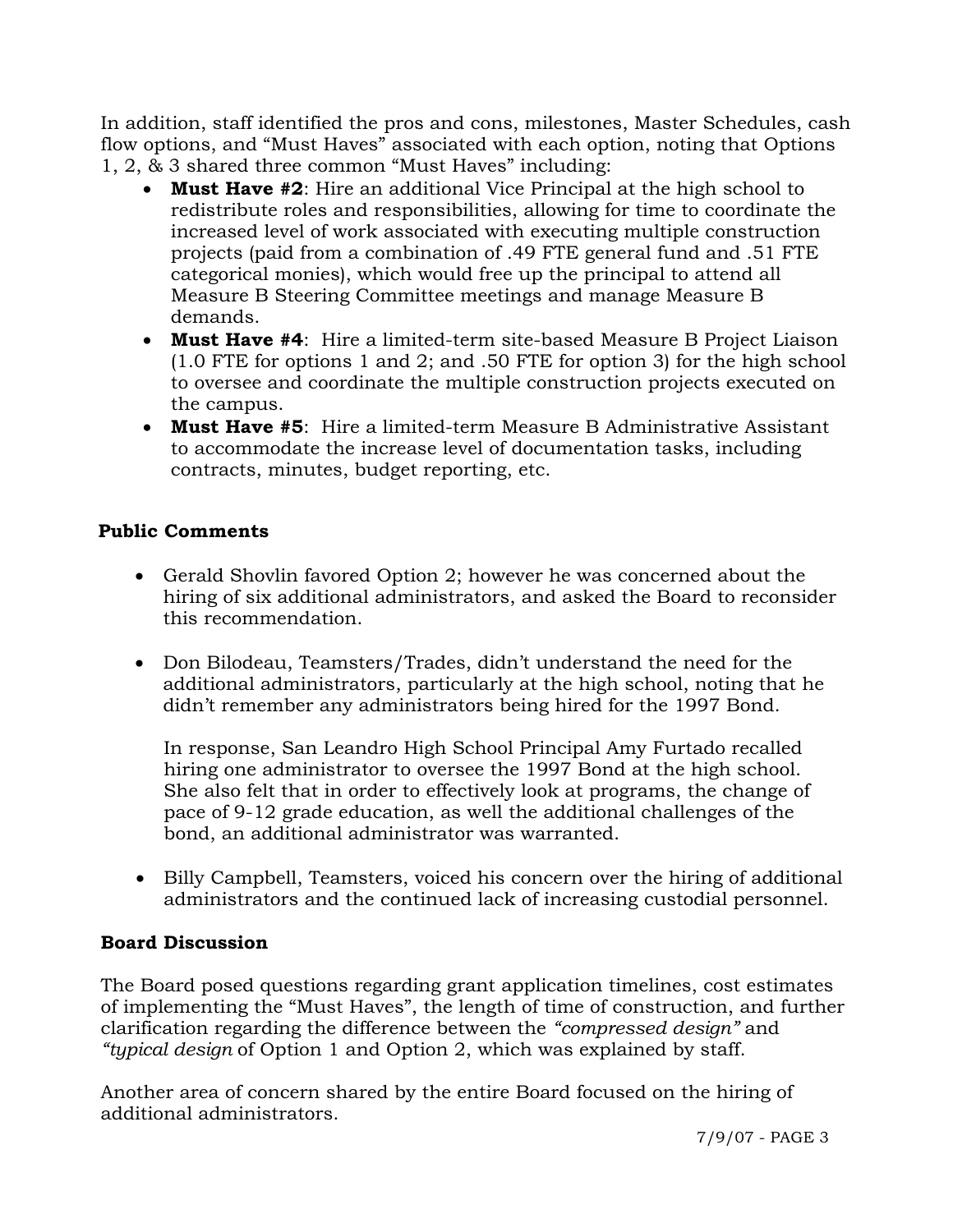In addition, staff identified the pros and cons, milestones, Master Schedules, cash flow options, and "Must Haves" associated with each option, noting that Options 1, 2, & 3 shared three common "Must Haves" including:

- **Must Have #2**: Hire an additional Vice Principal at the high school to redistribute roles and responsibilities, allowing for time to coordinate the increased level of work associated with executing multiple construction projects (paid from a combination of .49 FTE general fund and .51 FTE categorical monies), which would free up the principal to attend all Measure B Steering Committee meetings and manage Measure B demands.
- **Must Have #4**: Hire a limited-term site-based Measure B Project Liaison (1.0 FTE for options 1 and 2; and .50 FTE for option 3) for the high school to oversee and coordinate the multiple construction projects executed on the campus.
- **Must Have #5**: Hire a limited-term Measure B Administrative Assistant to accommodate the increase level of documentation tasks, including contracts, minutes, budget reporting, etc.

**Public Comments**

- Gerald Shovlin favored Option 2; however he was concerned about the hiring of six additional administrators, and asked the Board to reconsider this recommendation.
- Don Bilodeau, Teamsters/Trades, didn't understand the need for the additional administrators, particularly at the high school, noting that he didn't remember any administrators being hired for the 1997 Bond.

  In response, San Leandro High School Principal Amy Furtado recalled hiring one administrator to oversee the 1997 Bond at the high school. She also felt that in order to effectively look at programs, the change of pace of 9-12 grade education, as well the additional challenges of the bond, an additional administrator was warranted.

- Billy Campbell, Teamsters, voiced his concern over the hiring of additional administrators and the continued lack of increasing custodial personnel.

**Board Discussion**

The Board posed questions regarding grant application timelines, cost estimates of implementing the "Must Haves", the length of time of construction, and further clarification regarding the difference between the *"compressed design"* and *"typical design* of Option 1 and Option 2, which was explained by staff.

Another area of concern shared by the entire Board focused on the hiring of additional administrators.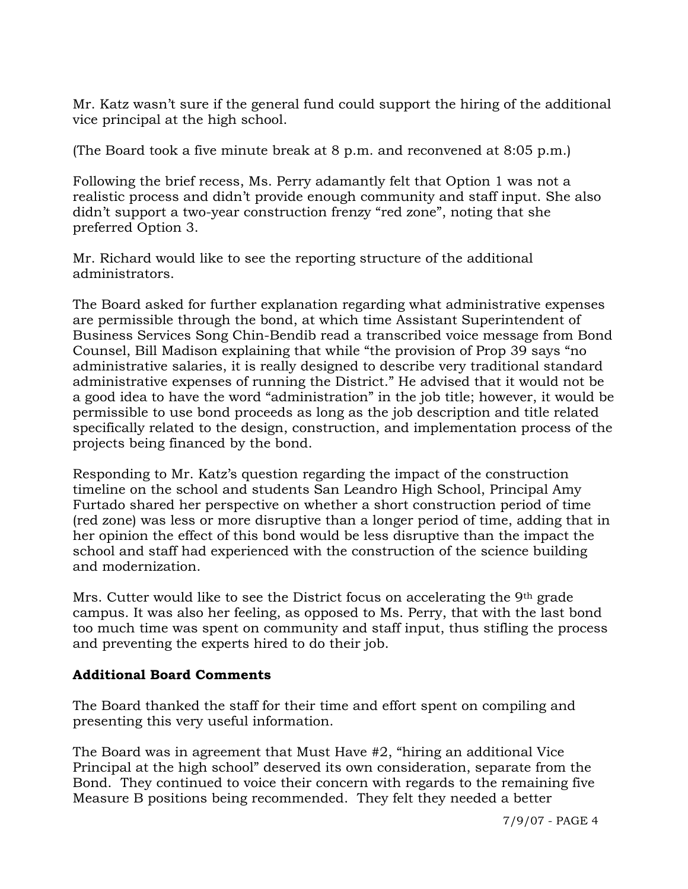Mr. Katz wasn't sure if the general fund could support the hiring of the additional vice principal at the high school.

(The Board took a five minute break at 8 p.m. and reconvened at 8:05 p.m.)

Following the brief recess, Ms. Perry adamantly felt that Option 1 was not a realistic process and didn't provide enough community and staff input. She also didn't support a two-year construction frenzy "red zone", noting that she preferred Option 3.

Mr. Richard would like to see the reporting structure of the additional administrators.

The Board asked for further explanation regarding what administrative expenses are permissible through the bond, at which time Assistant Superintendent of Business Services Song Chin-Bendib read a transcribed voice message from Bond Counsel, Bill Madison explaining that while "the provision of Prop 39 says "no administrative salaries, it is really designed to describe very traditional standard administrative expenses of running the District." He advised that it would not be a good idea to have the word "administration" in the job title; however, it would be permissible to use bond proceeds as long as the job description and title related specifically related to the design, construction, and implementation process of the projects being financed by the bond.

Responding to Mr. Katz's question regarding the impact of the construction timeline on the school and students San Leandro High School, Principal Amy Furtado shared her perspective on whether a short construction period of time (red zone) was less or more disruptive than a longer period of time, adding that in her opinion the effect of this bond would be less disruptive than the impact the school and staff had experienced with the construction of the science building and modernization.

Mrs. Cutter would like to see the District focus on accelerating the 9th grade campus. It was also her feeling, as opposed to Ms. Perry, that with the last bond too much time was spent on community and staff input, thus stifling the process and preventing the experts hired to do their job.

**Additional Board Comments**

The Board thanked the staff for their time and effort spent on compiling and presenting this very useful information.

The Board was in agreement that Must Have #2, "hiring an additional Vice Principal at the high school" deserved its own consideration, separate from the Bond. They continued to voice their concern with regards to the remaining five Measure B positions being recommended. They felt they needed a better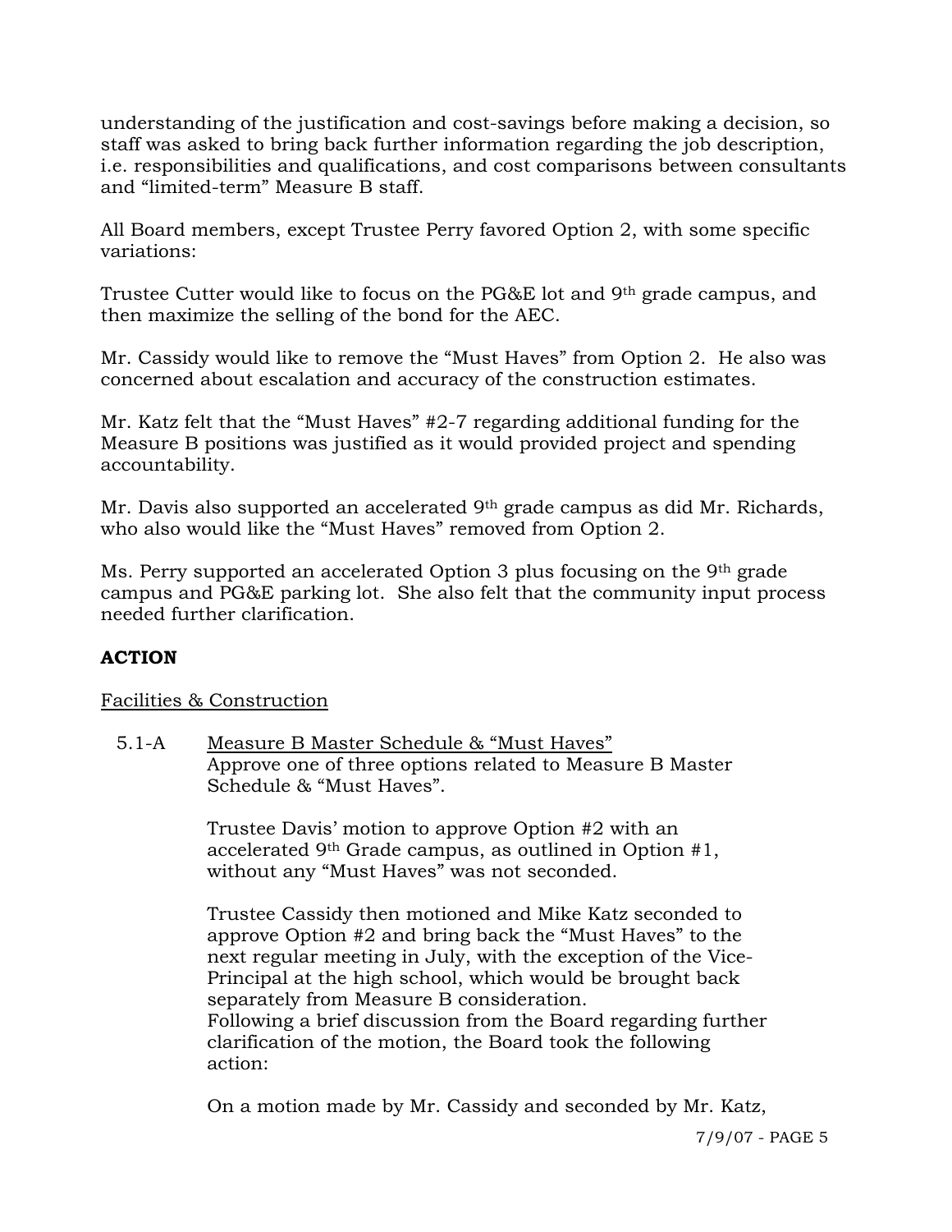understanding of the justification and cost-savings before making a decision, so staff was asked to bring back further information regarding the job description, i.e. responsibilities and qualifications, and cost comparisons between consultants and "limited-term" Measure B staff.

All Board members, except Trustee Perry favored Option 2, with some specific variations:

Trustee Cutter would like to focus on the PG&E lot and 9th grade campus, and then maximize the selling of the bond for the AEC.

Mr. Cassidy would like to remove the "Must Haves" from Option 2. He also was concerned about escalation and accuracy of the construction estimates.

Mr. Katz felt that the "Must Haves" #2-7 regarding additional funding for the Measure B positions was justified as it would provided project and spending accountability.

Mr. Davis also supported an accelerated 9th grade campus as did Mr. Richards, who also would like the "Must Haves" removed from Option 2.

Ms. Perry supported an accelerated Option 3 plus focusing on the 9th grade campus and PG&E parking lot. She also felt that the community input process needed further clarification.

## ACTION

Facilities & Construction

5.1-A Measure B Master Schedule & "Must Haves"
Approve one of three options related to Measure B Master Schedule & "Must Haves".

Trustee Davis' motion to approve Option #2 with an accelerated 9th Grade campus, as outlined in Option #1, without any "Must Haves" was not seconded.

Trustee Cassidy then motioned and Mike Katz seconded to approve Option #2 and bring back the "Must Haves" to the next regular meeting in July, with the exception of the Vice-Principal at the high school, which would be brought back separately from Measure B consideration.
Following a brief discussion from the Board regarding further clarification of the motion, the Board took the following action:

On a motion made by Mr. Cassidy and seconded by Mr. Katz,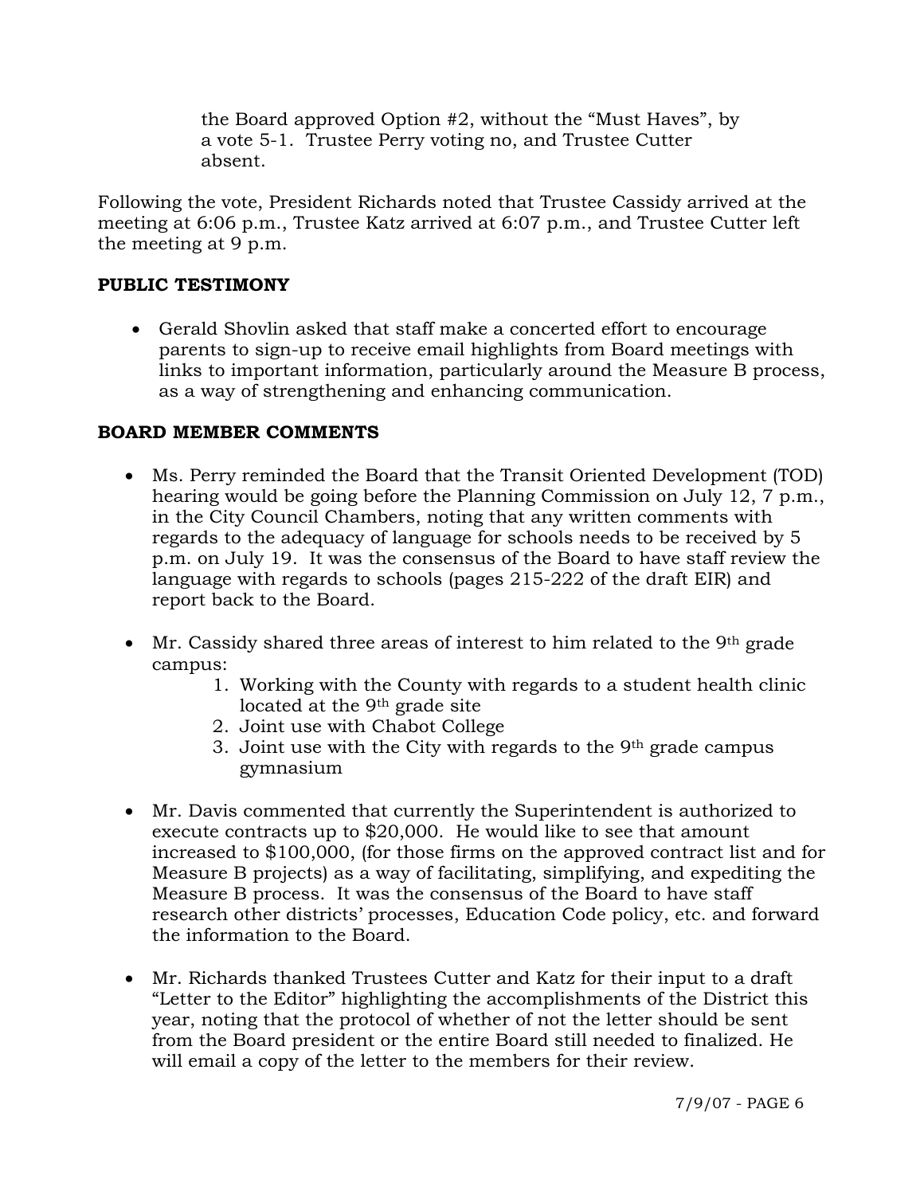the Board approved Option #2, without the "Must Haves", by a vote 5-1. Trustee Perry voting no, and Trustee Cutter absent.

Following the vote, President Richards noted that Trustee Cassidy arrived at the meeting at 6:06 p.m., Trustee Katz arrived at 6:07 p.m., and Trustee Cutter left the meeting at 9 p.m.

**PUBLIC TESTIMONY**

- Gerald Shovlin asked that staff make a concerted effort to encourage parents to sign-up to receive email highlights from Board meetings with links to important information, particularly around the Measure B process, as a way of strengthening and enhancing communication.

**BOARD MEMBER COMMENTS**

- Ms. Perry reminded the Board that the Transit Oriented Development (TOD) hearing would be going before the Planning Commission on July 12, 7 p.m., in the City Council Chambers, noting that any written comments with regards to the adequacy of language for schools needs to be received by 5 p.m. on July 19. It was the consensus of the Board to have staff review the language with regards to schools (pages 215-222 of the draft EIR) and report back to the Board.

- Mr. Cassidy shared three areas of interest to him related to the 9th grade campus:
  1. Working with the County with regards to a student health clinic located at the 9th grade site
  2. Joint use with Chabot College
  3. Joint use with the City with regards to the 9th grade campus gymnasium

- Mr. Davis commented that currently the Superintendent is authorized to execute contracts up to $20,000. He would like to see that amount increased to $100,000, (for those firms on the approved contract list and for Measure B projects) as a way of facilitating, simplifying, and expediting the Measure B process. It was the consensus of the Board to have staff research other districts' processes, Education Code policy, etc. and forward the information to the Board.

- Mr. Richards thanked Trustees Cutter and Katz for their input to a draft "Letter to the Editor" highlighting the accomplishments of the District this year, noting that the protocol of whether of not the letter should be sent from the Board president or the entire Board still needed to finalized. He will email a copy of the letter to the members for their review.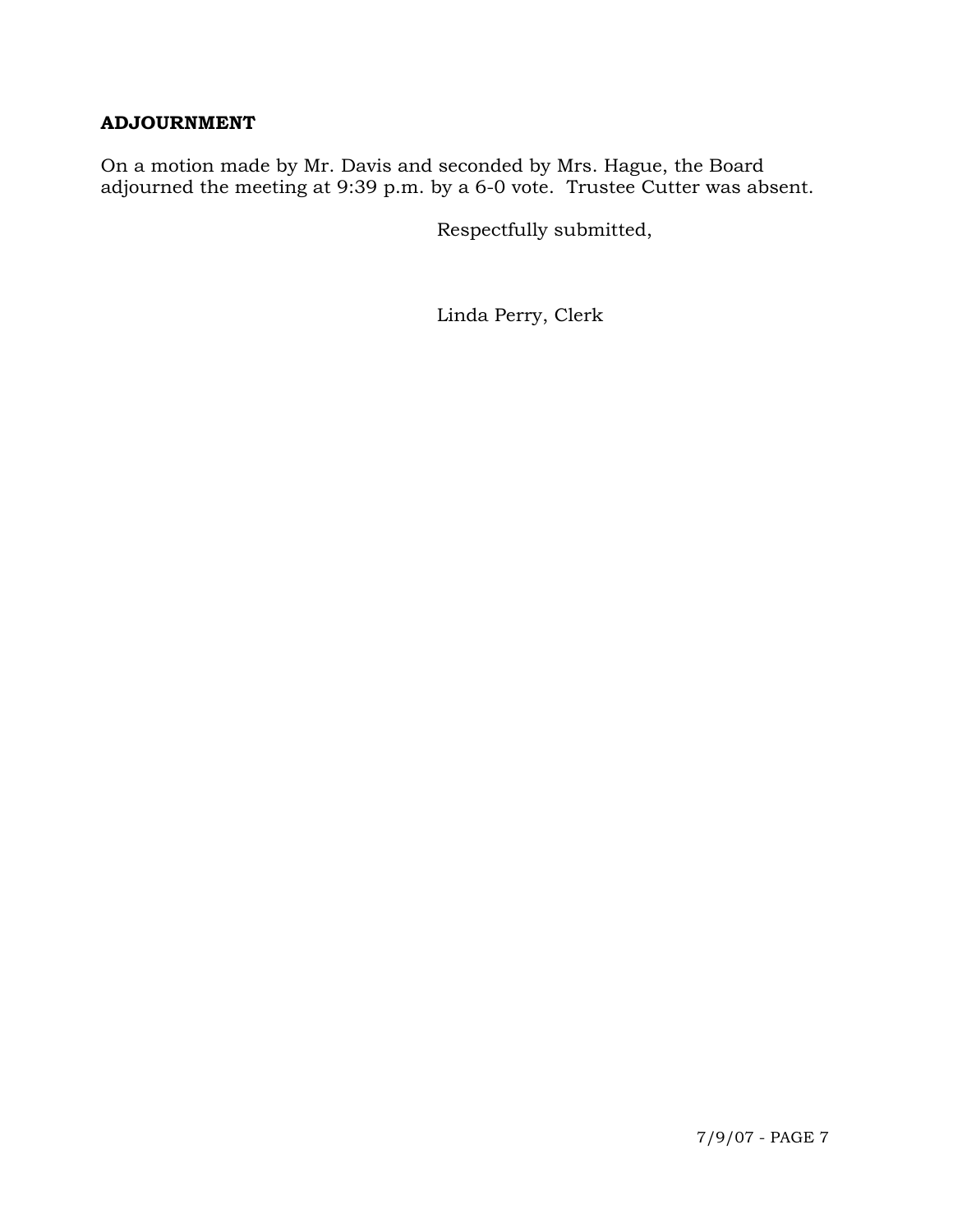**ADJOURNMENT**

On a motion made by Mr. Davis and seconded by Mrs. Hague, the Board adjourned the meeting at 9:39 p.m. by a 6-0 vote. Trustee Cutter was absent.

Respectfully submitted,

Linda Perry, Clerk